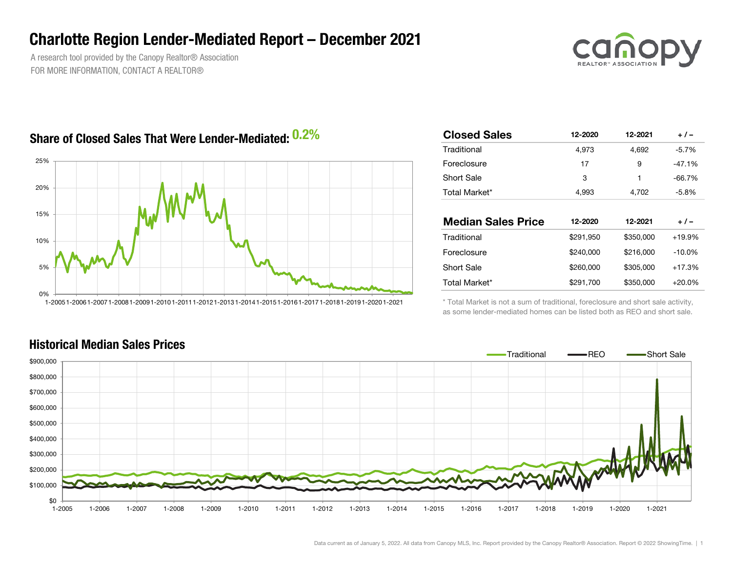# Charlotte Region Lender-Mediated Report – December 2021

A research tool provided by the Canopy Realtor® Association
FOR MORE INFORMATION, CONTACT A REALTOR®

## Share of Closed Sales That Were Lender-Mediated: 0.2%

| Closed Sales | 12-2020 | 12-2021 | + / – |
|---|---|---|---|
| Traditional | 4,973 | 4,692 | -5.7% |
| Foreclosure | 17 | 9 | -47.1% |
| Short Sale | 3 | 1 | -66.7% |
| Total Market* | 4,993 | 4,702 | -5.8% |

| Median Sales Price | 12-2020 | 12-2021 | + / – |
|---|---|---|---|
| Traditional | $291,950 | $350,000 | +19.9% |
| Foreclosure | $240,000 | $216,000 | -10.0% |
| Short Sale | $260,000 | $305,000 | +17.3% |
| Total Market* | $291,700 | $350,000 | +20.0% |

* Total Market is not a sum of traditional, foreclosure and short sale activity, as some lender-mediated homes can be listed both as REO and short sale.

## Historical Median Sales Prices

Data current as of January 5, 2022. All data from Canopy MLS, Inc. Report provided by the Canopy Realtor® Association. Report © 2022 ShowingTime.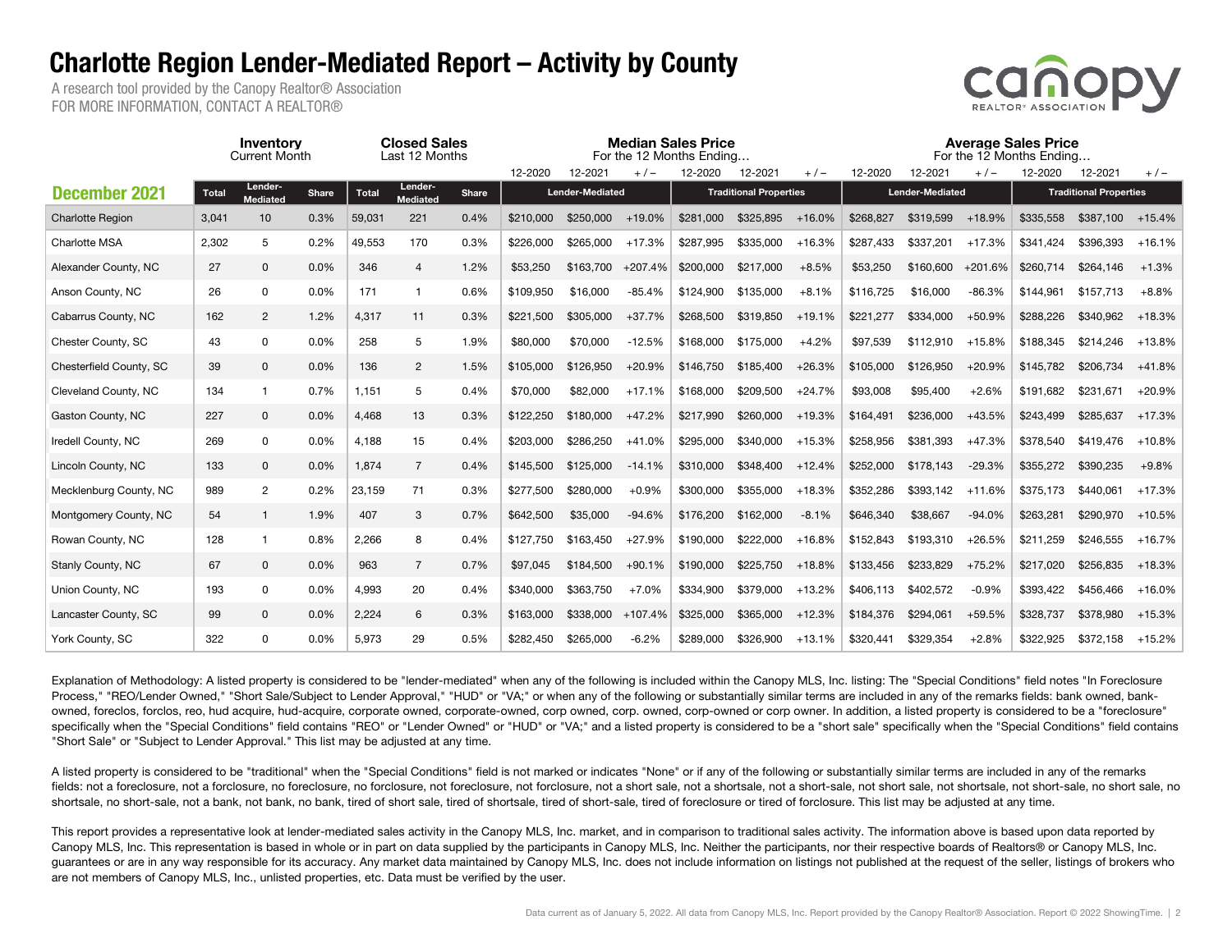# Charlotte Region Lender-Mediated Report – Activity by County

A research tool provided by the Canopy Realtor® Association
FOR MORE INFORMATION, CONTACT A REALTOR®

| December 2021 | Inventory Current Month | | | Closed Sales Last 12 Months | | | Median Sales Price For the 12 Months Ending… | | | | | | Average Sales Price For the 12 Months Ending… | | | | | |
|---|---|---|---|---|---|---|---|---|---|---|---|---|---|---|---|---|---|---|
| | | | | | | | Lender-Mediated | | | Traditional Properties | | | Lender-Mediated | | | Traditional Properties | | |
| | Total | Lender-Mediated | Share | Total | Lender-Mediated | Share | 12-2020 | 12-2021 | + / – | 12-2020 | 12-2021 | + / – | 12-2020 | 12-2021 | + / – | 12-2020 | 12-2021 | + / – |
| Charlotte Region | 3,041 | 10 | 0.3% | 59,031 | 221 | 0.4% | $210,000 | $250,000 | +19.0% | $281,000 | $325,895 | +16.0% | $268,827 | $319,599 | +18.9% | $335,558 | $387,100 | +15.4% |
| Charlotte MSA | 2,302 | 5 | 0.2% | 49,553 | 170 | 0.3% | $226,000 | $265,000 | +17.3% | $287,995 | $335,000 | +16.3% | $287,433 | $337,201 | +17.3% | $341,424 | $396,393 | +16.1% |
| Alexander County, NC | 27 | 0 | 0.0% | 346 | 4 | 1.2% | $53,250 | $163,700 | +207.4% | $200,000 | $217,000 | +8.5% | $53,250 | $160,600 | +201.6% | $260,714 | $264,146 | +1.3% |
| Anson County, NC | 26 | 0 | 0.0% | 171 | 1 | 0.6% | $109,950 | $16,000 | -85.4% | $124,900 | $135,000 | +8.1% | $116,725 | $16,000 | -86.3% | $144,961 | $157,713 | +8.8% |
| Cabarrus County, NC | 162 | 2 | 1.2% | 4,317 | 11 | 0.3% | $221,500 | $305,000 | +37.7% | $268,500 | $319,850 | +19.1% | $221,277 | $334,000 | +50.9% | $288,226 | $340,962 | +18.3% |
| Chester County, SC | 43 | 0 | 0.0% | 258 | 5 | 1.9% | $80,000 | $70,000 | -12.5% | $168,000 | $175,000 | +4.2% | $97,539 | $112,910 | +15.8% | $188,345 | $214,246 | +13.8% |
| Chesterfield County, SC | 39 | 0 | 0.0% | 136 | 2 | 1.5% | $105,000 | $126,950 | +20.9% | $146,750 | $185,400 | +26.3% | $105,000 | $126,950 | +20.9% | $145,782 | $206,734 | +41.8% |
| Cleveland County, NC | 134 | 1 | 0.7% | 1,151 | 5 | 0.4% | $70,000 | $82,000 | +17.1% | $168,000 | $209,500 | +24.7% | $93,008 | $95,400 | +2.6% | $191,682 | $231,671 | +20.9% |
| Gaston County, NC | 227 | 0 | 0.0% | 4,468 | 13 | 0.3% | $122,250 | $180,000 | +47.2% | $217,990 | $260,000 | +19.3% | $164,491 | $236,000 | +43.5% | $243,499 | $285,637 | +17.3% |
| Iredell County, NC | 269 | 0 | 0.0% | 4,188 | 15 | 0.4% | $203,000 | $286,250 | +41.0% | $295,000 | $340,000 | +15.3% | $258,956 | $381,393 | +47.3% | $378,540 | $419,476 | +10.8% |
| Lincoln County, NC | 133 | 0 | 0.0% | 1,874 | 7 | 0.4% | $145,500 | $125,000 | -14.1% | $310,000 | $348,400 | +12.4% | $252,000 | $178,143 | -29.3% | $355,272 | $390,235 | +9.8% |
| Mecklenburg County, NC | 989 | 2 | 0.2% | 23,159 | 71 | 0.3% | $277,500 | $280,000 | +0.9% | $300,000 | $355,000 | +18.3% | $352,286 | $393,142 | +11.6% | $375,173 | $440,061 | +17.3% |
| Montgomery County, NC | 54 | 1 | 1.9% | 407 | 3 | 0.7% | $642,500 | $35,000 | -94.6% | $176,200 | $162,000 | -8.1% | $646,340 | $38,667 | -94.0% | $263,281 | $290,970 | +10.5% |
| Rowan County, NC | 128 | 1 | 0.8% | 2,266 | 8 | 0.4% | $127,750 | $163,450 | +27.9% | $190,000 | $222,000 | +16.8% | $152,843 | $193,310 | +26.5% | $211,259 | $246,555 | +16.7% |
| Stanly County, NC | 67 | 0 | 0.0% | 963 | 7 | 0.7% | $97,045 | $184,500 | +90.1% | $190,000 | $225,750 | +18.8% | $133,456 | $233,829 | +75.2% | $217,020 | $256,835 | +18.3% |
| Union County, NC | 193 | 0 | 0.0% | 4,993 | 20 | 0.4% | $340,000 | $363,750 | +7.0% | $334,900 | $379,000 | +13.2% | $406,113 | $402,572 | -0.9% | $393,422 | $456,466 | +16.0% |
| Lancaster County, SC | 99 | 0 | 0.0% | 2,224 | 6 | 0.3% | $163,000 | $338,000 | +107.4% | $325,000 | $365,000 | +12.3% | $184,376 | $294,061 | +59.5% | $328,737 | $378,980 | +15.3% |
| York County, SC | 322 | 0 | 0.0% | 5,973 | 29 | 0.5% | $282,450 | $265,000 | -6.2% | $289,000 | $326,900 | +13.1% | $320,441 | $329,354 | +2.8% | $322,925 | $372,158 | +15.2% |

Explanation of Methodology: A listed property is considered to be "lender-mediated" when any of the following is included within the Canopy MLS, Inc. listing: The "Special Conditions" field notes "In Foreclosure Process," "REO/Lender Owned," "Short Sale/Subject to Lender Approval," "HUD" or "VA;" or when any of the following or substantially similar terms are included in any of the remarks fields: bank owned, bank-owned, foreclos, forclos, reo, hud acquire, hud-acquire, corporate owned, corporate-owned, corp owned, corp. owned, corp-owned or corp owner. In addition, a listed property is considered to be a "foreclosure" specifically when the "Special Conditions" field contains "REO" or "Lender Owned" or "HUD" or "VA;" and a listed property is considered to be a "short sale" specifically when the "Special Conditions" field contains "Short Sale" or "Subject to Lender Approval." This list may be adjusted at any time.

A listed property is considered to be "traditional" when the "Special Conditions" field is not marked or indicates "None" or if any of the following or substantially similar terms are included in any of the remarks fields: not a foreclosure, not a forclosure, no foreclosure, no forclosure, not foreclosure, not forclosure, not a short sale, not a shortsale, not a short-sale, not short sale, not shortsale, not short-sale, no short sale, no shortsale, no short-sale, not a bank, not bank, no bank, tired of short sale, tired of shortsale, tired of short-sale, tired of foreclosure or tired of forclosure. This list may be adjusted at any time.

This report provides a representative look at lender-mediated sales activity in the Canopy MLS, Inc. market, and in comparison to traditional sales activity. The information above is based upon data reported by Canopy MLS, Inc. This representation is based in whole or in part on data supplied by the participants in Canopy MLS, Inc. Neither the participants, nor their respective boards of Realtors® or Canopy MLS, Inc. guarantees or are in any way responsible for its accuracy. Any market data maintained by Canopy MLS, Inc. does not include information on listings not published at the request of the seller, listings of brokers who are not members of Canopy MLS, Inc., unlisted properties, etc. Data must be verified by the user.

Data current as of January 5, 2022. All data from Canopy MLS, Inc. Report provided by the Canopy Realtor® Association. Report © 2022 ShowingTime.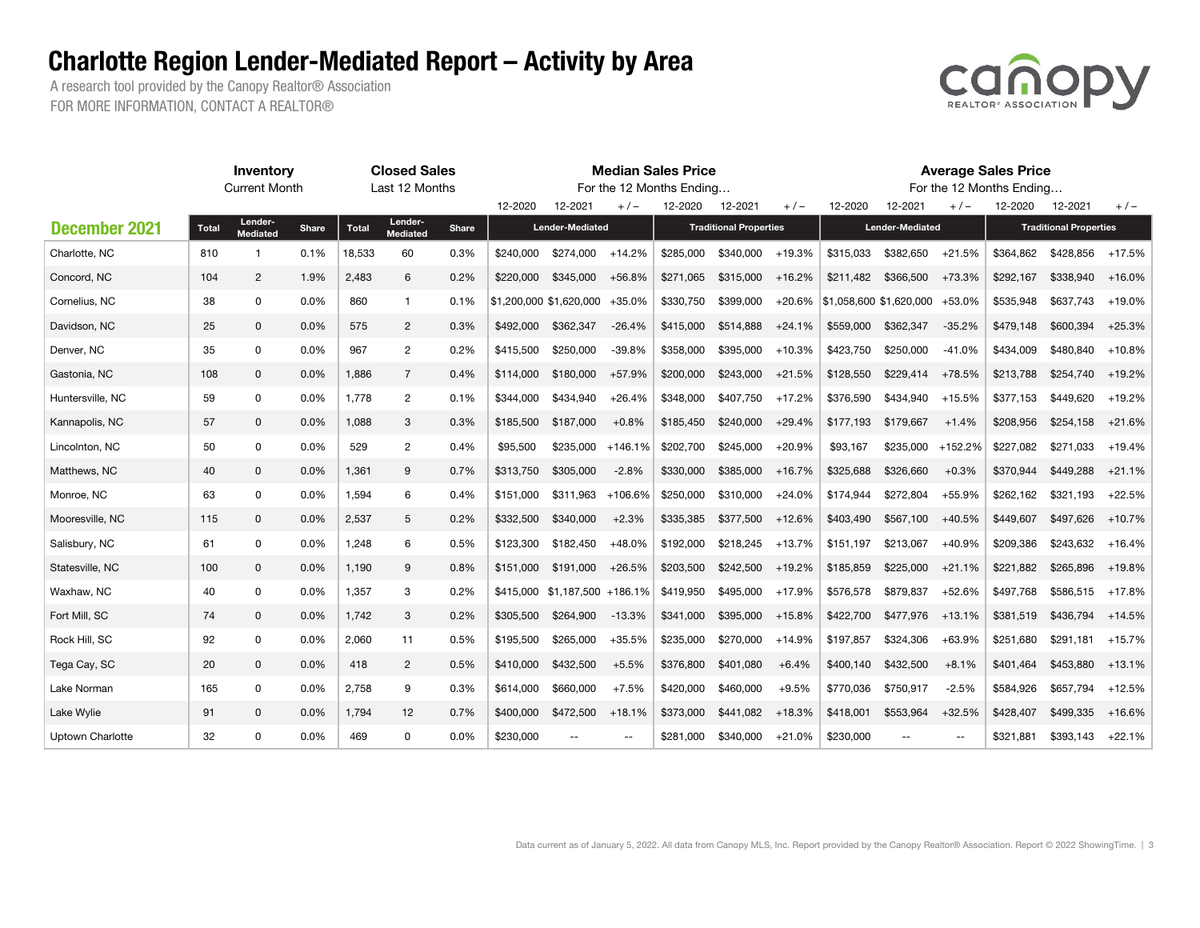# Charlotte Region Lender-Mediated Report – Activity by Area

A research tool provided by the Canopy Realtor® Association
FOR MORE INFORMATION, CONTACT A REALTOR®

| | Inventory Current Month | | | Closed Sales Last 12 Months | | | Median Sales Price For the 12 Months Ending… | | | | | | Average Sales Price For the 12 Months Ending… | | | | | |
|---|---|---|---|---|---|---|---|---|---|---|---|---|---|---|---|---|---|---|
| | | | | | | | Lender-Mediated | | | Traditional Properties | | | Lender-Mediated | | | Traditional Properties | | |
| **December 2021** | Total | Lender-Mediated | Share | Total | Lender-Mediated | Share | 12-2020 | 12-2021 | + / – | 12-2020 | 12-2021 | + / – | 12-2020 | 12-2021 | + / – | 12-2020 | 12-2021 | + / – |
| Charlotte, NC | 810 | 1 | 0.1% | 18,533 | 60 | 0.3% | $240,000 | $274,000 | +14.2% | $285,000 | $340,000 | +19.3% | $315,033 | $382,650 | +21.5% | $364,862 | $428,856 | +17.5% |
| Concord, NC | 104 | 2 | 1.9% | 2,483 | 6 | 0.2% | $220,000 | $345,000 | +56.8% | $271,065 | $315,000 | +16.2% | $211,482 | $366,500 | +73.3% | $292,167 | $338,940 | +16.0% |
| Cornelius, NC | 38 | 0 | 0.0% | 860 | 1 | 0.1% | $1,200,000 | $1,620,000 | +35.0% | $330,750 | $399,000 | +20.6% | $1,058,600 | $1,620,000 | +53.0% | $535,948 | $637,743 | +19.0% |
| Davidson, NC | 25 | 0 | 0.0% | 575 | 2 | 0.3% | $492,000 | $362,347 | -26.4% | $415,000 | $514,888 | +24.1% | $559,000 | $362,347 | -35.2% | $479,148 | $600,394 | +25.3% |
| Denver, NC | 35 | 0 | 0.0% | 967 | 2 | 0.2% | $415,500 | $250,000 | -39.8% | $358,000 | $395,000 | +10.3% | $423,750 | $250,000 | -41.0% | $434,009 | $480,840 | +10.8% |
| Gastonia, NC | 108 | 0 | 0.0% | 1,886 | 7 | 0.4% | $114,000 | $180,000 | +57.9% | $200,000 | $243,000 | +21.5% | $128,550 | $229,414 | +78.5% | $213,788 | $254,740 | +19.2% |
| Huntersville, NC | 59 | 0 | 0.0% | 1,778 | 2 | 0.1% | $344,000 | $434,940 | +26.4% | $348,000 | $407,750 | +17.2% | $376,590 | $434,940 | +15.5% | $377,153 | $449,620 | +19.2% |
| Kannapolis, NC | 57 | 0 | 0.0% | 1,088 | 3 | 0.3% | $185,500 | $187,000 | +0.8% | $185,450 | $240,000 | +29.4% | $177,193 | $179,667 | +1.4% | $208,956 | $254,158 | +21.6% |
| Lincolnton, NC | 50 | 0 | 0.0% | 529 | 2 | 0.4% | $95,500 | $235,000 | +146.1% | $202,700 | $245,000 | +20.9% | $93,167 | $235,000 | +152.2% | $227,082 | $271,033 | +19.4% |
| Matthews, NC | 40 | 0 | 0.0% | 1,361 | 9 | 0.7% | $313,750 | $305,000 | -2.8% | $330,000 | $385,000 | +16.7% | $325,688 | $326,660 | +0.3% | $370,944 | $449,288 | +21.1% |
| Monroe, NC | 63 | 0 | 0.0% | 1,594 | 6 | 0.4% | $151,000 | $311,963 | +106.6% | $250,000 | $310,000 | +24.0% | $174,944 | $272,804 | +55.9% | $262,162 | $321,193 | +22.5% |
| Mooresville, NC | 115 | 0 | 0.0% | 2,537 | 5 | 0.2% | $332,500 | $340,000 | +2.3% | $335,385 | $377,500 | +12.6% | $403,490 | $567,100 | +40.5% | $449,607 | $497,626 | +10.7% |
| Salisbury, NC | 61 | 0 | 0.0% | 1,248 | 6 | 0.5% | $123,300 | $182,450 | +48.0% | $192,000 | $218,245 | +13.7% | $151,197 | $213,067 | +40.9% | $209,386 | $243,632 | +16.4% |
| Statesville, NC | 100 | 0 | 0.0% | 1,190 | 9 | 0.8% | $151,000 | $191,000 | +26.5% | $203,500 | $242,500 | +19.2% | $185,859 | $225,000 | +21.1% | $221,882 | $265,896 | +19.8% |
| Waxhaw, NC | 40 | 0 | 0.0% | 1,357 | 3 | 0.2% | $415,000 | $1,187,500 | +186.1% | $419,950 | $495,000 | +17.9% | $576,578 | $879,837 | +52.6% | $497,768 | $586,515 | +17.8% |
| Fort Mill, SC | 74 | 0 | 0.0% | 1,742 | 3 | 0.2% | $305,500 | $264,900 | -13.3% | $341,000 | $395,000 | +15.8% | $422,700 | $477,976 | +13.1% | $381,519 | $436,794 | +14.5% |
| Rock Hill, SC | 92 | 0 | 0.0% | 2,060 | 11 | 0.5% | $195,500 | $265,000 | +35.5% | $235,000 | $270,000 | +14.9% | $197,857 | $324,306 | +63.9% | $251,680 | $291,181 | +15.7% |
| Tega Cay, SC | 20 | 0 | 0.0% | 418 | 2 | 0.5% | $410,000 | $432,500 | +5.5% | $376,800 | $401,080 | +6.4% | $400,140 | $432,500 | +8.1% | $401,464 | $453,880 | +13.1% |
| Lake Norman | 165 | 0 | 0.0% | 2,758 | 9 | 0.3% | $614,000 | $660,000 | +7.5% | $420,000 | $460,000 | +9.5% | $770,036 | $750,917 | -2.5% | $584,926 | $657,794 | +12.5% |
| Lake Wylie | 91 | 0 | 0.0% | 1,794 | 12 | 0.7% | $400,000 | $472,500 | +18.1% | $373,000 | $441,082 | +18.3% | $418,001 | $553,964 | +32.5% | $428,407 | $499,335 | +16.6% |
| Uptown Charlotte | 32 | 0 | 0.0% | 469 | 0 | 0.0% | $230,000 | -- | -- | $281,000 | $340,000 | +21.0% | $230,000 | -- | -- | $321,881 | $393,143 | +22.1% |

Data current as of January 5, 2022. All data from Canopy MLS, Inc. Report provided by the Canopy Realtor® Association. Report © 2022 ShowingTime.